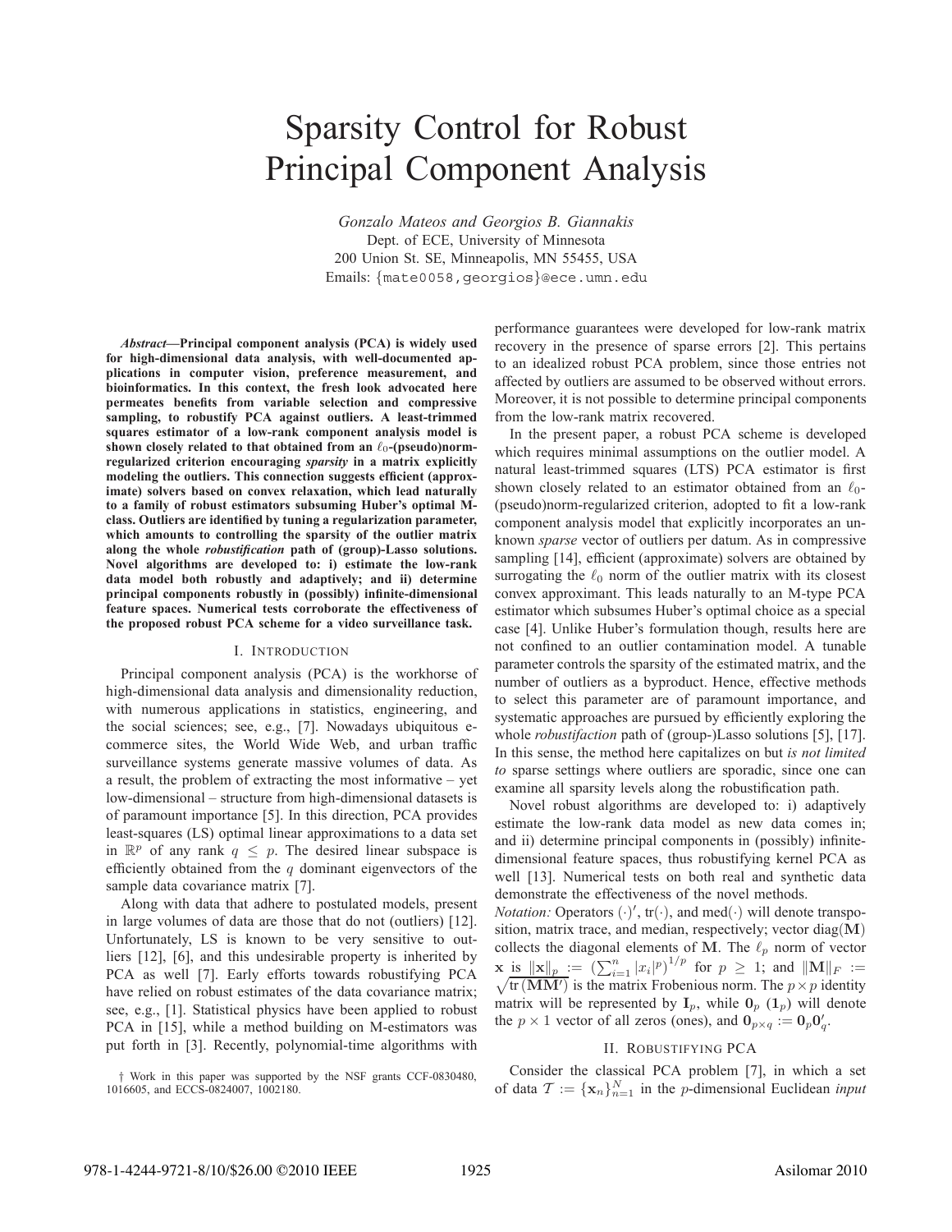# Sparsity Control for Robust Principal Component Analysis

*Gonzalo Mateos and Georgios B. Giannakis*
Dept. of ECE, University of Minnesota
200 Union St. SE, Minneapolis, MN 55455, USA
Emails: {mate0058,georgios}@ece.umn.edu

***Abstract*—Principal component analysis (PCA) is widely used for high-dimensional data analysis, with well-documented applications in computer vision, preference measurement, and bioinformatics. In this context, the fresh look advocated here permeates benefits from variable selection and compressive sampling, to robustify PCA against outliers. A least-trimmed squares estimator of a low-rank component analysis model is shown closely related to that obtained from an $\ell_0$-(pseudo)norm-regularized criterion encouraging *sparsity* in a matrix explicitly modeling the outliers. This connection suggests efficient (approximate) solvers based on convex relaxation, which lead naturally to a family of robust estimators subsuming Huber's optimal M-class. Outliers are identified by tuning a regularization parameter, which amounts to controlling the sparsity of the outlier matrix along the whole *robustification* path of (group)-Lasso solutions. Novel algorithms are developed to: i) estimate the low-rank data model both robustly and adaptively; and ii) determine principal components robustly in (possibly) infinite-dimensional feature spaces. Numerical tests corroborate the effectiveness of the proposed robust PCA scheme for a video surveillance task.**

## I. Introduction

Principal component analysis (PCA) is the workhorse of high-dimensional data analysis and dimensionality reduction, with numerous applications in statistics, engineering, and the social sciences; see, e.g., [7]. Nowadays ubiquitous e-commerce sites, the World Wide Web, and urban traffic surveillance systems generate massive volumes of data. As a result, the problem of extracting the most informative – yet low-dimensional – structure from high-dimensional datasets is of paramount importance [5]. In this direction, PCA provides least-squares (LS) optimal linear approximations to a data set in $\mathbb{R}^p$ of any rank $q \leq p$. The desired linear subspace is efficiently obtained from the $q$ dominant eigenvectors of the sample data covariance matrix [7].

Along with data that adhere to postulated models, present in large volumes of data are those that do not (outliers) [12]. Unfortunately, LS is known to be very sensitive to outliers [12], [6], and this undesirable property is inherited by PCA as well [7]. Early efforts towards robustifying PCA have relied on robust estimates of the data covariance matrix; see, e.g., [1]. Statistical physics have been applied to robust PCA in [15], while a method building on M-estimators was put forth in [3]. Recently, polynomial-time algorithms with performance guarantees were developed for low-rank matrix recovery in the presence of sparse errors [2]. This pertains to an idealized robust PCA problem, since those entries not affected by outliers are assumed to be observed without errors. Moreover, it is not possible to determine principal components from the low-rank matrix recovered.

In the present paper, a robust PCA scheme is developed which requires minimal assumptions on the outlier model. A natural least-trimmed squares (LTS) PCA estimator is first shown closely related to an estimator obtained from an $\ell_0$-(pseudo)norm-regularized criterion, adopted to fit a low-rank component analysis model that explicitly incorporates an unknown *sparse* vector of outliers per datum. As in compressive sampling [14], efficient (approximate) solvers are obtained by surrogating the $\ell_0$ norm of the outlier matrix with its closest convex approximant. This leads naturally to an M-type PCA estimator which subsumes Huber's optimal choice as a special case [4]. Unlike Huber's formulation though, results here are not confined to an outlier contamination model. A tunable parameter controls the sparsity of the estimated matrix, and the number of outliers as a byproduct. Hence, effective methods to select this parameter are of paramount importance, and systematic approaches are pursued by efficiently exploring the whole *robustifaction* path of (group-)Lasso solutions [5], [17]. In this sense, the method here capitalizes on but *is not limited to* sparse settings where outliers are sporadic, since one can examine all sparsity levels along the robustification path.

Novel robust algorithms are developed to: i) adaptively estimate the low-rank data model as new data comes in; and ii) determine principal components in (possibly) infinite-dimensional feature spaces, thus robustifying kernel PCA as well [13]. Numerical tests on both real and synthetic data demonstrate the effectiveness of the novel methods.

*Notation:* Operators $(\cdot)'$, $\text{tr}(\cdot)$, and $\text{med}(\cdot)$ will denote transposition, matrix trace, and median, respectively; vector $\text{diag}(\mathbf{M})$ collects the diagonal elements of $\mathbf{M}$. The $\ell_p$ norm of vector $\mathbf{x}$ is $\|\mathbf{x}\|_p := \left(\sum_{i=1}^{n} |x_i|^p\right)^{1/p}$ for $p \geq 1$; and $\|\mathbf{M}\|_F := \sqrt{\text{tr}(\mathbf{M}\mathbf{M}')}$ is the matrix Frobenious norm. The $p \times p$ identity matrix will be represented by $\mathbf{I}_p$, while $\mathbf{0}_p$ ($\mathbf{1}_p$) will denote the $p \times 1$ vector of all zeros (ones), and $\mathbf{0}_{p\times q} := \mathbf{0}_p\mathbf{0}'_q$.

## II. Robustifying PCA

Consider the classical PCA problem [7], in which a set of data $\mathcal{T} := \{\mathbf{x}_n\}_{n=1}^N$ in the $p$-dimensional Euclidean *input*

† Work in this paper was supported by the NSF grants CCF-0830480, 1016605, and ECCS-0824007, 1002180.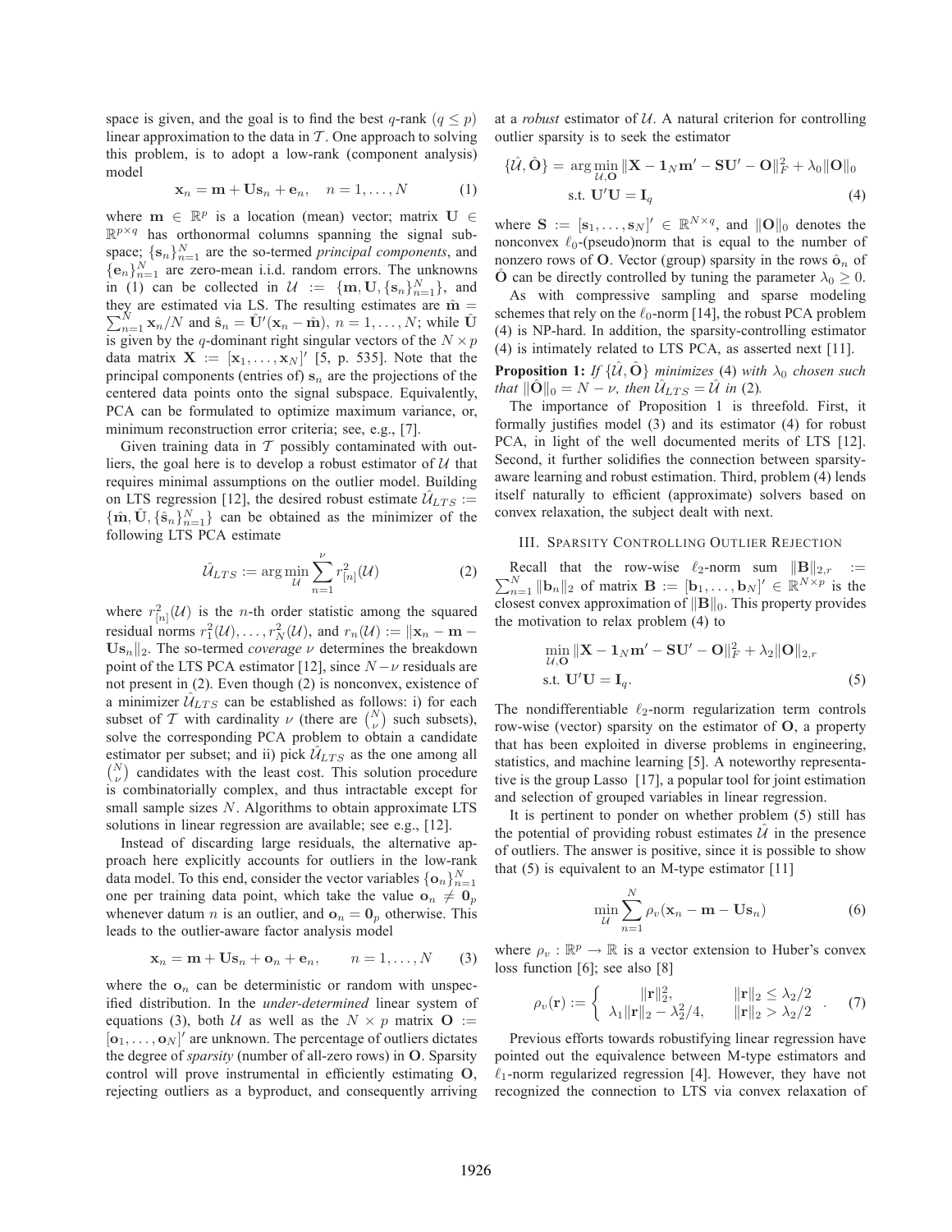space is given, and the goal is to find the best $q$-rank ($q \leq p$) linear approximation to the data in $\mathcal{T}$. One approach to solving this problem, is to adopt a low-rank (component analysis) model

$$\mathbf{x}_n = \mathbf{m} + \mathbf{U}\mathbf{s}_n + \mathbf{e}_n, \quad n = 1, \ldots, N \tag{1}$$

where $\mathbf{m} \in \mathbb{R}^p$ is a location (mean) vector; matrix $\mathbf{U} \in \mathbb{R}^{p \times q}$ has orthonormal columns spanning the signal subspace; $\{\mathbf{s}_n\}_{n=1}^N$ are the so-termed *principal components*, and $\{\mathbf{e}_n\}_{n=1}^N$ are zero-mean i.i.d. random errors. The unknowns in (1) can be collected in $\mathcal{U} := \{\mathbf{m}, \mathbf{U}, \{\mathbf{s}_n\}_{n=1}^N\}$, and they are estimated via LS. The resulting estimates are $\hat{\mathbf{m}} = \sum_{n=1}^N \mathbf{x}_n/N$ and $\hat{\mathbf{s}}_n = \hat{\mathbf{U}}'(\mathbf{x}_n - \hat{\mathbf{m}})$, $n = 1, \ldots, N$; while $\hat{\mathbf{U}}$ is given by the $q$-dominant right singular vectors of the $N \times p$ data matrix $\mathbf{X} := [\mathbf{x}_1, \ldots, \mathbf{x}_N]'$ [5, p. 535]. Note that the principal components (entries of) $\mathbf{s}_n$ are the projections of the centered data points onto the signal subspace. Equivalently, PCA can be formulated to optimize maximum variance, or, minimum reconstruction error criteria; see, e.g., [7].

Given training data in $\mathcal{T}$ possibly contaminated with outliers, the goal here is to develop a robust estimator of $\mathcal{U}$ that requires minimal assumptions on the outlier model. Building on LTS regression [12], the desired robust estimate $\hat{\mathcal{U}}_{LTS} := \{\hat{\mathbf{m}}, \hat{\mathbf{U}}, \{\hat{\mathbf{s}}_n\}_{n=1}^N\}$ can be obtained as the minimizer of the following LTS PCA estimate

$$\hat{\mathcal{U}}_{LTS} := \arg\min_{\mathcal{U}} \sum_{n=1}^{\nu} r_{[n]}^2(\mathcal{U}) \tag{2}$$

where $r_{[n]}^2(\mathcal{U})$ is the $n$-th order statistic among the squared residual norms $r_1^2(\mathcal{U}), \ldots, r_N^2(\mathcal{U})$, and $r_n(\mathcal{U}) := \|\mathbf{x}_n - \mathbf{m} - \mathbf{U}\mathbf{s}_n\|_2$. The so-termed *coverage* $\nu$ determines the breakdown point of the LTS PCA estimator [12], since $N - \nu$ residuals are not present in (2). Even though (2) is nonconvex, existence of a minimizer $\hat{\mathcal{U}}_{LTS}$ can be established as follows: i) for each subset of $\mathcal{T}$ with cardinality $\nu$ (there are $\binom{N}{\nu}$ such subsets), solve the corresponding PCA problem to obtain a candidate estimator per subset; and ii) pick $\hat{\mathcal{U}}_{LTS}$ as the one among all $\binom{N}{\nu}$ candidates with the least cost. This solution procedure is combinatorially complex, and thus intractable except for small sample sizes $N$. Algorithms to obtain approximate LTS solutions in linear regression are available; see e.g., [12].

Instead of discarding large residuals, the alternative approach here explicitly accounts for outliers in the low-rank data model. To this end, consider the vector variables $\{\mathbf{o}_n\}_{n=1}^N$ one per training data point, which take the value $\mathbf{o}_n \neq \mathbf{0}_p$ whenever datum $n$ is an outlier, and $\mathbf{o}_n = \mathbf{0}_p$ otherwise. This leads to the outlier-aware factor analysis model

$$\mathbf{x}_n = \mathbf{m} + \mathbf{U}\mathbf{s}_n + \mathbf{o}_n + \mathbf{e}_n, \qquad n = 1, \ldots, N \tag{3}$$

where the $\mathbf{o}_n$ can be deterministic or random with unspecified distribution. In the *under-determined* linear system of equations (3), both $\mathcal{U}$ as well as the $N \times p$ matrix $\mathbf{O} := [\mathbf{o}_1, \ldots, \mathbf{o}_N]'$ are unknown. The percentage of outliers dictates the degree of *sparsity* (number of all-zero rows) in $\mathbf{O}$. Sparsity control will prove instrumental in efficiently estimating $\mathbf{O}$, rejecting outliers as a byproduct, and consequently arriving at a *robust* estimator of $\mathcal{U}$. A natural criterion for controlling outlier sparsity is to seek the estimator

$$\{\hat{\mathcal{U}}, \hat{\mathbf{O}}\} = \arg\min_{\mathcal{U}, \mathbf{O}} \|\mathbf{X} - \mathbf{1}_N\mathbf{m}' - \mathbf{S}\mathbf{U}' - \mathbf{O}\|_F^2 + \lambda_0\|\mathbf{O}\|_0$$
$$\text{s.t. } \mathbf{U}'\mathbf{U} = \mathbf{I}_q \tag{4}$$

where $\mathbf{S} := [\mathbf{s}_1, \ldots, \mathbf{s}_N]' \in \mathbb{R}^{N \times q}$, and $\|\mathbf{O}\|_0$ denotes the nonconvex $\ell_0$-(pseudo)norm that is equal to the number of nonzero rows of $\mathbf{O}$. Vector (group) sparsity in the rows $\hat{\mathbf{o}}_n$ of $\hat{\mathbf{O}}$ can be directly controlled by tuning the parameter $\lambda_0 \geq 0$.

As with compressive sampling and sparse modeling schemes that rely on the $\ell_0$-norm [14], the robust PCA problem (4) is NP-hard. In addition, the sparsity-controlling estimator (4) is intimately related to LTS PCA, as asserted next [11].

**Proposition 1:** *If* $\{\hat{\mathcal{U}}, \hat{\mathbf{O}}\}$ *minimizes* (4) *with* $\lambda_0$ *chosen such that* $\|\hat{\mathbf{O}}\|_0 = N - \nu$, *then* $\hat{\mathcal{U}}_{LTS} = \hat{\mathcal{U}}$ *in* (2).

The importance of Proposition 1 is threefold. First, it formally justifies model (3) and its estimator (4) for robust PCA, in light of the well documented merits of LTS [12]. Second, it further solidifies the connection between sparsity-aware learning and robust estimation. Third, problem (4) lends itself naturally to efficient (approximate) solvers based on convex relaxation, the subject dealt with next.

## III. Sparsity Controlling Outlier Rejection

Recall that the row-wise $\ell_2$-norm sum $\|\mathbf{B}\|_{2,r} := \sum_{n=1}^N \|\mathbf{b}_n\|_2$ of matrix $\mathbf{B} := [\mathbf{b}_1, \ldots, \mathbf{b}_N]' \in \mathbb{R}^{N \times p}$ is the closest convex approximation of $\|\mathbf{B}\|_0$. This property provides the motivation to relax problem (4) to

$$\min_{\mathcal{U}, \mathbf{O}} \|\mathbf{X} - \mathbf{1}_N\mathbf{m}' - \mathbf{S}\mathbf{U}' - \mathbf{O}\|_F^2 + \lambda_2\|\mathbf{O}\|_{2,r}$$
$$\text{s.t. } \mathbf{U}'\mathbf{U} = \mathbf{I}_q. \tag{5}$$

The nondifferentiable $\ell_2$-norm regularization term controls row-wise (vector) sparsity on the estimator of $\mathbf{O}$, a property that has been exploited in diverse problems in engineering, statistics, and machine learning [5]. A noteworthy representative is the group Lasso [17], a popular tool for joint estimation and selection of grouped variables in linear regression.

It is pertinent to ponder on whether problem (5) still has the potential of providing robust estimates $\hat{\mathcal{U}}$ in the presence of outliers. The answer is positive, since it is possible to show that (5) is equivalent to an M-type estimator [11]

$$\min_{\mathcal{U}} \sum_{n=1}^{N} \rho_v(\mathbf{x}_n - \mathbf{m} - \mathbf{U}\mathbf{s}_n) \tag{6}$$

where $\rho_v : \mathbb{R}^p \to \mathbb{R}$ is a vector extension to Huber's convex loss function [6]; see also [8]

$$\rho_v(\mathbf{r}) := \begin{cases} \|\mathbf{r}\|_2^2, & \|\mathbf{r}\|_2 \leq \lambda_2/2 \\ \lambda_1\|\mathbf{r}\|_2 - \lambda_2^2/4, & \|\mathbf{r}\|_2 > \lambda_2/2 \end{cases}. \tag{7}$$

Previous efforts towards robustifying linear regression have pointed out the equivalence between M-type estimators and $\ell_1$-norm regularized regression [4]. However, they have not recognized the connection to LTS via convex relaxation of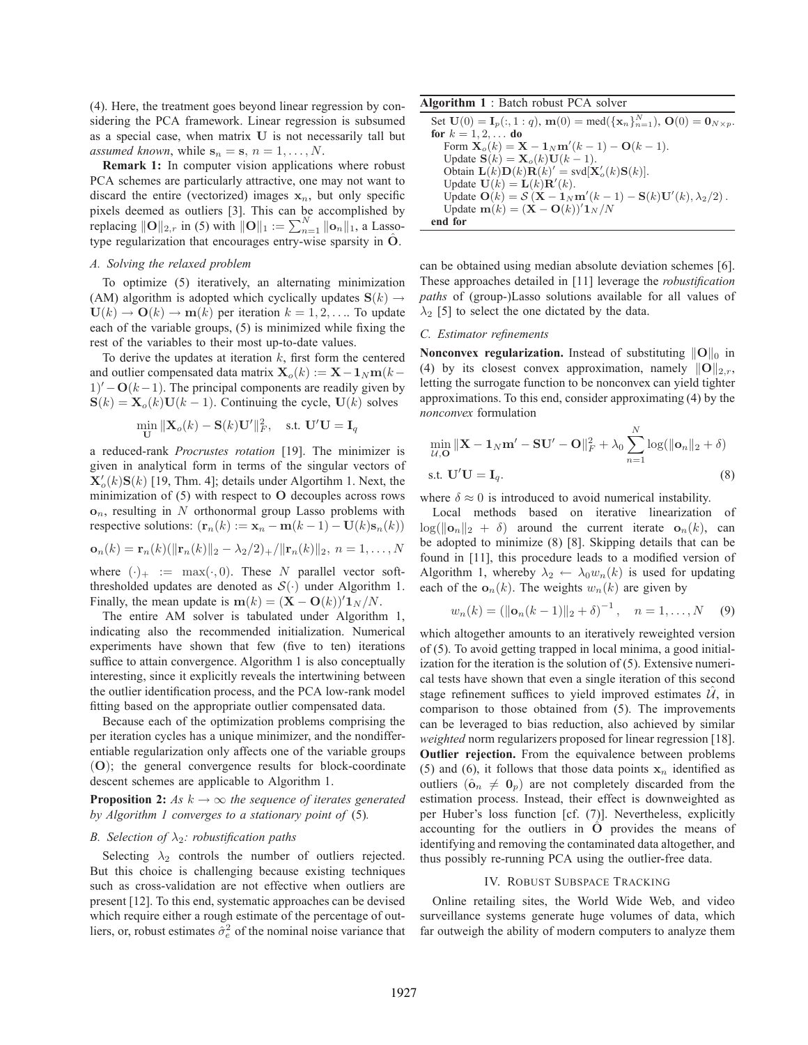(4). Here, the treatment goes beyond linear regression by considering the PCA framework. Linear regression is subsumed as a special case, when matrix $\mathbf{U}$ is not necessarily tall but *assumed known*, while $\mathbf{s}_n = \mathbf{s}$, $n = 1, \ldots, N$.

**Remark 1:** In computer vision applications where robust PCA schemes are particularly attractive, one may not want to discard the entire (vectorized) images $\mathbf{x}_n$, but only specific pixels deemed as outliers [3]. This can be accomplished by replacing $\|\mathbf{O}\|_{2,r}$ in (5) with $\|\mathbf{O}\|_1 := \sum_{n=1}^{N} \|\mathbf{o}_n\|_1$, a Lasso-type regularization that encourages entry-wise sparsity in $\hat{\mathbf{O}}$.

### A. Solving the relaxed problem

To optimize (5) iteratively, an alternating minimization (AM) algorithm is adopted which cyclically updates $\mathbf{S}(k) \rightarrow \mathbf{U}(k) \rightarrow \mathbf{O}(k) \rightarrow \mathbf{m}(k)$ per iteration $k = 1, 2, \ldots$. To update each of the variable groups, (5) is minimized while fixing the rest of the variables to their most up-to-date values.

To derive the updates at iteration $k$, first form the centered and outlier compensated data matrix $\mathbf{X}_o(k) := \mathbf{X} - \mathbf{1}_N \mathbf{m}(k-1)' - \mathbf{O}(k-1)$. The principal components are readily given by $\mathbf{S}(k) = \mathbf{X}_o(k)\mathbf{U}(k-1)$. Continuing the cycle, $\mathbf{U}(k)$ solves

$$\min_{\mathbf{U}} \|\mathbf{X}_o(k) - \mathbf{S}(k)\mathbf{U}'\|_F^2, \quad \text{s.t. } \mathbf{U}'\mathbf{U} = \mathbf{I}_q$$

a reduced-rank *Procrustes rotation* [19]. The minimizer is given in analytical form in terms of the singular vectors of $\mathbf{X}_o'(k)\mathbf{S}(k)$ [19, Thm. 4]; details under Algortihm 1. Next, the minimization of (5) with respect to $\mathbf{O}$ decouples across rows $\mathbf{o}_n$, resulting in $N$ orthonormal group Lasso problems with respective solutions: $(\mathbf{r}_n(k) := \mathbf{x}_n - \mathbf{m}(k-1) - \mathbf{U}(k)\mathbf{s}_n(k))$

$$\mathbf{o}_n(k) = \mathbf{r}_n(k)(\|\mathbf{r}_n(k)\|_2 - \lambda_2/2)_+ / \|\mathbf{r}_n(k)\|_2, \; n = 1, \ldots, N$$

where $(\cdot)_+ := \max(\cdot, 0)$. These $N$ parallel vector soft-thresholded updates are denoted as $\mathcal{S}(\cdot)$ under Algorithm 1. Finally, the mean update is $\mathbf{m}(k) = (\mathbf{X} - \mathbf{O}(k))'\mathbf{1}_N/N$.

The entire AM solver is tabulated under Algorithm 1, indicating also the recommended initialization. Numerical experiments have shown that few (five to ten) iterations suffice to attain convergence. Algorithm 1 is also conceptually interesting, since it explicitly reveals the intertwining between the outlier identification process, and the PCA low-rank model fitting based on the appropriate outlier compensated data.

Because each of the optimization problems comprising the per iteration cycles has a unique minimizer, and the nondifferentiable regularization only affects one of the variable groups ($\mathbf{O}$); the general convergence results for block-coordinate descent schemes are applicable to Algorithm 1.

**Proposition 2:** *As $k \rightarrow \infty$ the sequence of iterates generated by Algorithm 1 converges to a stationary point of* (5).

### B. Selection of $\lambda_2$: robustification paths

Selecting $\lambda_2$ controls the number of outliers rejected. But this choice is challenging because existing techniques such as cross-validation are not effective when outliers are present [12]. To this end, systematic approaches can be devised which require either a rough estimate of the percentage of outliers, or, robust estimates $\hat{\sigma}_e^2$ of the nominal noise variance that can be obtained using median absolute deviation schemes [6]. These approaches detailed in [11] leverage the *robustification paths* of (group-)Lasso solutions available for all values of $\lambda_2$ [5] to select the one dictated by the data.

**Algorithm 1** : Batch robust PCA solver

```
Set U(0) = I_p(:, 1 : q), m(0) = med({x_n}_{n=1}^N), O(0) = 0_{N×p}.
for k = 1, 2, ... do
   Form X_o(k) = X − 1_N m'(k − 1) − O(k − 1).
   Update S(k) = X_o(k)U(k − 1).
   Obtain L(k)D(k)R(k)' = svd[X'_o(k)S(k)].
   Update U(k) = L(k)R'(k).
   Update O(k) = S(X − 1_N m'(k − 1) − S(k)U'(k), λ_2/2).
   Update m(k) = (X − O(k))'1_N/N
end for
```

### C. Estimator refinements

**Nonconvex regularization.** Instead of substituting $\|\mathbf{O}\|_0$ in (4) by its closest convex approximation, namely $\|\mathbf{O}\|_{2,r}$, letting the surrogate function to be nonconvex can yield tighter approximations. To this end, consider approximating (4) by the *nonconvex* formulation

$$\min_{\mathcal{U}, \mathbf{O}} \|\mathbf{X} - \mathbf{1}_N \mathbf{m}' - \mathbf{S}\mathbf{U}' - \mathbf{O}\|_F^2 + \lambda_0 \sum_{n=1}^{N} \log(\|\mathbf{o}_n\|_2 + \delta)$$
$$\text{s.t. } \mathbf{U}'\mathbf{U} = \mathbf{I}_q. \tag{8}$$

where $\delta \approx 0$ is introduced to avoid numerical instability.

Local methods based on iterative linearization of $\log(\|\mathbf{o}_n\|_2 + \delta)$ around the current iterate $\mathbf{o}_n(k)$, can be adopted to minimize (8) [8]. Skipping details that can be found in [11], this procedure leads to a modified version of Algorithm 1, whereby $\lambda_2 \leftarrow \lambda_0 w_n(k)$ is used for updating each of the $\mathbf{o}_n(k)$. The weights $w_n(k)$ are given by

$$w_n(k) = (\|\mathbf{o}_n(k-1)\|_2 + \delta)^{-1}, \quad n = 1, \ldots, N \tag{9}$$

which altogether amounts to an iteratively reweighted version of (5). To avoid getting trapped in local minima, a good initialization for the iteration is the solution of (5). Extensive numerical tests have shown that even a single iteration of this second stage refinement suffices to yield improved estimates $\hat{\mathcal{U}}$, in comparison to those obtained from (5). The improvements can be leveraged to bias reduction, also achieved by similar *weighted* norm regularizers proposed for linear regression [18].

**Outlier rejection.** From the equivalence between problems (5) and (6), it follows that those data points $\mathbf{x}_n$ identified as outliers ($\hat{\mathbf{o}}_n \neq \mathbf{0}_p$) are not completely discarded from the estimation process. Instead, their effect is downweighted as per Huber's loss function [cf. (7)]. Nevertheless, explicitly accounting for the outliers in $\hat{\mathbf{O}}$ provides the means of identifying and removing the contaminated data altogether, and thus possibly re-running PCA using the outlier-free data.

## IV. Robust Subspace Tracking

Online retailing sites, the World Wide Web, and video surveillance systems generate huge volumes of data, which far outweigh the ability of modern computers to analyze them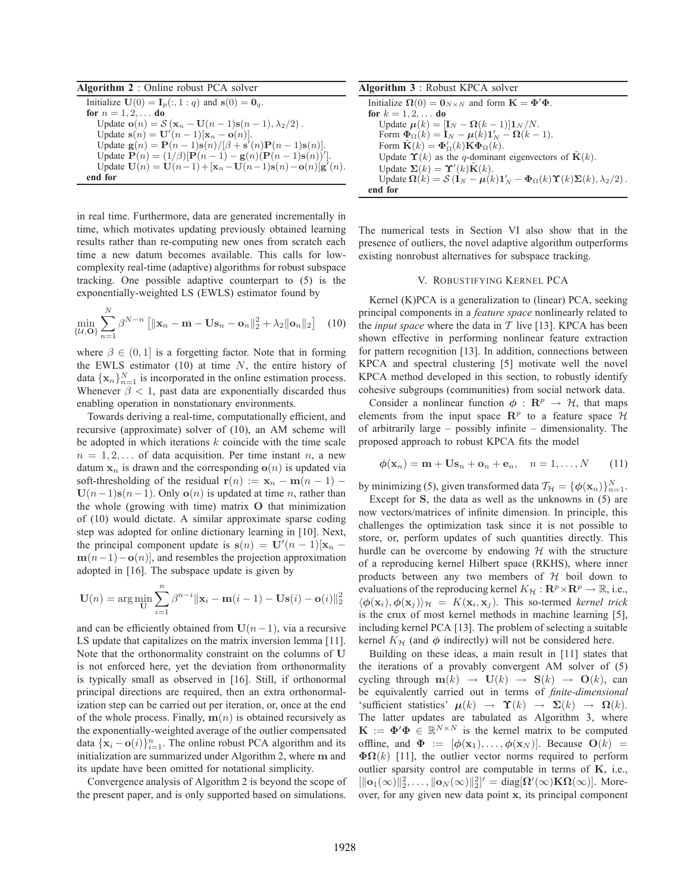**Algorithm 2** : Online robust PCA solver

Initialize $\mathbf{U}(0) = \mathbf{I}_p(:, 1:q)$ and $\mathbf{s}(0) = \mathbf{0}_q$.
**for** $n = 1, 2, \ldots$ **do**
  Update $\mathbf{o}(n) = \mathcal{S}\left(\mathbf{x}_n - \mathbf{U}(n-1)\mathbf{s}(n-1), \lambda_2/2\right)$.
  Update $\mathbf{s}(n) = \mathbf{U}'(n-1)[\mathbf{x}_n - \mathbf{o}(n)]$.
  Update $\mathbf{g}(n) = \mathbf{P}(n-1)\mathbf{s}(n)/[\beta + \mathbf{s}'(n)\mathbf{P}(n-1)\mathbf{s}(n)]$.
  Update $\mathbf{P}(n) = (1/\beta)[\mathbf{P}(n-1) - \mathbf{g}(n)(\mathbf{P}(n-1)\mathbf{s}(n))']$.
  Update $\mathbf{U}(n) = \mathbf{U}(n-1) + [\mathbf{x}_n - \mathbf{U}(n-1)\mathbf{s}(n) - \mathbf{o}(n)]\mathbf{g}'(n)$.
**end for**

in real time. Furthermore, data are generated incrementally in time, which motivates updating previously obtained learning results rather than re-computing new ones from scratch each time a new datum becomes available. This calls for low-complexity real-time (adaptive) algorithms for robust subspace tracking. One possible adaptive counterpart to (5) is the exponentially-weighted LS (EWLS) estimator found by

$$\min_{\{\mathcal{U},\mathbf{O}\}} \sum_{n=1}^{N} \beta^{N-n} \left[ \|\mathbf{x}_n - \mathbf{m} - \mathbf{U}\mathbf{s}_n - \mathbf{o}_n\|_2^2 + \lambda_2 \|\mathbf{o}_n\|_2 \right] \quad (10)$$

where $\beta \in (0, 1]$ is a forgetting factor. Note that in forming the EWLS estimator (10) at time $N$, the entire history of data $\{\mathbf{x}_n\}_{n=1}^N$ is incorporated in the online estimation process. Whenever $\beta < 1$, past data are exponentially discarded thus enabling operation in nonstationary environments.

Towards deriving a real-time, computationally efficient, and recursive (approximate) solver of (10), an AM scheme will be adopted in which iterations $k$ coincide with the time scale $n = 1, 2, \ldots$ of data acquisition. Per time instant $n$, a new datum $\mathbf{x}_n$ is drawn and the corresponding $\mathbf{o}(n)$ is updated via soft-thresholding of the residual $\mathbf{r}(n) := \mathbf{x}_n - \mathbf{m}(n-1) - \mathbf{U}(n-1)\mathbf{s}(n-1)$. Only $\mathbf{o}(n)$ is updated at time $n$, rather than the whole (growing with time) matrix $\mathbf{O}$ that minimization of (10) would dictate. A similar approximate sparse coding step was adopted for online dictionary learning in [10]. Next, the principal component update is $\mathbf{s}(n) = \mathbf{U}'(n-1)[\mathbf{x}_n - \mathbf{m}(n-1) - \mathbf{o}(n)]$, and resembles the projection approximation adopted in [16]. The subspace update is given by

$$\mathbf{U}(n) = \arg\min_{\mathbf{U}} \sum_{i=1}^{n} \beta^{n-i} \|\mathbf{x}_i - \mathbf{m}(i-1) - \mathbf{U}\mathbf{s}(i) - \mathbf{o}(i)\|_2^2$$

and can be efficiently obtained from $\mathbf{U}(n-1)$, via a recursive LS update that capitalizes on the matrix inversion lemma [11]. Note that the orthonormality constraint on the columns of $\mathbf{U}$ is not enforced here, yet the deviation from orthonormality is typically small as observed in [16]. Still, if orthonormal principal directions are required, then an extra orthonormalization step can be carried out per iteration, or, once at the end of the whole process. Finally, $\mathbf{m}(n)$ is obtained recursively as the exponentially-weighted average of the outlier compensated data $\{\mathbf{x}_i - \mathbf{o}(i)\}_{i=1}^n$. The online robust PCA algorithm and its initialization are summarized under Algorithm 2, where $\mathbf{m}$ and its update have been omitted for notational simplicity.

Convergence analysis of Algorithm 2 is beyond the scope of the present paper, and is only supported based on simulations.

**Algorithm 3** : Robust KPCA solver

Initialize $\mathbf{\Omega}(0) = \mathbf{0}_{N\times N}$ and form $\mathbf{K} = \mathbf{\Phi}'\mathbf{\Phi}$.
**for** $k = 1, 2, \ldots$ **do**
  Update $\boldsymbol{\mu}(k) = [\mathbf{I}_N - \mathbf{\Omega}(k-1)]\mathbf{1}_N/N$.
  Form $\mathbf{\Phi}_\Omega(k) = \mathbf{I}_N - \boldsymbol{\mu}(k)\mathbf{1}_N' - \mathbf{\Omega}(k-1)$.
  Form $\tilde{\mathbf{K}}(k) = \mathbf{\Phi}_\Omega'(k)\mathbf{K}\mathbf{\Phi}_\Omega(k)$.
  Update $\mathbf{\Upsilon}(k)$ as the $q$-dominant eigenvectors of $\tilde{\mathbf{K}}(k)$.
  Update $\mathbf{\Sigma}(k) = \mathbf{\Upsilon}'(k)\tilde{\mathbf{K}}(k)$.
  Update $\mathbf{\Omega}(k) = \mathcal{S}\left(\mathbf{I}_N - \boldsymbol{\mu}(k)\mathbf{1}_N' - \mathbf{\Phi}_\Omega(k)\mathbf{\Upsilon}(k)\mathbf{\Sigma}(k), \lambda_2/2\right)$.
**end for**

The numerical tests in Section VI also show that in the presence of outliers, the novel adaptive algorithm outperforms existing nonrobust alternatives for subspace tracking.

## V. Robustifying Kernel PCA

Kernel (K)PCA is a generalization to (linear) PCA, seeking principal components in a *feature space* nonlinearly related to the *input space* where the data in $\mathcal{T}$ live [13]. KPCA has been shown effective in performing nonlinear feature extraction for pattern recognition [13]. In addition, connections between KPCA and spectral clustering [5] motivate well the novel KPCA method developed in this section, to robustly identify cohesive subgroups (communities) from social network data.

Consider a nonlinear function $\boldsymbol{\phi} : \mathbf{R}^p \to \mathcal{H}$, that maps elements from the input space $\mathbf{R}^p$ to a feature space $\mathcal{H}$ of arbitrarily large – possibly infinite – dimensionality. The proposed approach to robust KPCA fits the model

$$\boldsymbol{\phi}(\mathbf{x}_n) = \mathbf{m} + \mathbf{U}\mathbf{s}_n + \mathbf{o}_n + \mathbf{e}_n, \quad n = 1, \ldots, N \quad (11)$$

by minimizing (5), given transformed data $\mathcal{T}_\mathcal{H} = \{\boldsymbol{\phi}(\mathbf{x}_n)\}_{n=1}^N$.

Except for $\mathbf{S}$, the data as well as the unknowns in (5) are now vectors/matrices of infinite dimension. In principle, this challenges the optimization task since it is not possible to store, or, perform updates of such quantities directly. This hurdle can be overcome by endowing $\mathcal{H}$ with the structure of a reproducing kernel Hilbert space (RKHS), where inner products between any two members of $\mathcal{H}$ boil down to evaluations of the reproducing kernel $K_\mathcal{H} : \mathbf{R}^p \times \mathbf{R}^p \to \mathbb{R}$, i.e., $\langle \boldsymbol{\phi}(\mathbf{x}_i), \boldsymbol{\phi}(\mathbf{x}_j)\rangle_\mathcal{H} = K(\mathbf{x}_i, \mathbf{x}_j)$. This so-termed *kernel trick* is the crux of most kernel methods in machine learning [5], including kernel PCA [13]. The problem of selecting a suitable kernel $K_\mathcal{H}$ (and $\boldsymbol{\phi}$ indirectly) will not be considered here.

Building on these ideas, a main result in [11] states that the iterations of a provably convergent AM solver of (5) cycling through $\mathbf{m}(k) \to \mathbf{U}(k) \to \mathbf{S}(k) \to \mathbf{O}(k)$, can be equivalently carried out in terms of *finite-dimensional* 'sufficient statistics' $\boldsymbol{\mu}(k) \to \mathbf{\Upsilon}(k) \to \mathbf{\Sigma}(k) \to \mathbf{\Omega}(k)$. The latter updates are tabulated as Algorithm 3, where $\mathbf{K} := \mathbf{\Phi}'\mathbf{\Phi} \in \mathbb{R}^{N\times N}$ is the kernel matrix to be computed offline, and $\mathbf{\Phi} := [\boldsymbol{\phi}(\mathbf{x}_1), \ldots, \boldsymbol{\phi}(\mathbf{x}_N)]$. Because $\mathbf{O}(k) = \mathbf{\Phi}\mathbf{\Omega}(k)$ [11], the outlier vector norms required to perform outlier sparsity control are computable in terms of $\mathbf{K}$, i.e., $[\|\mathbf{o}_1(\infty)\|_2^2, \ldots, \|\mathbf{o}_N(\infty)\|_2^2]' = \text{diag}[\mathbf{\Omega}'(\infty)\mathbf{K}\mathbf{\Omega}(\infty)]$. Moreover, for any given new data point $\mathbf{x}$, its principal component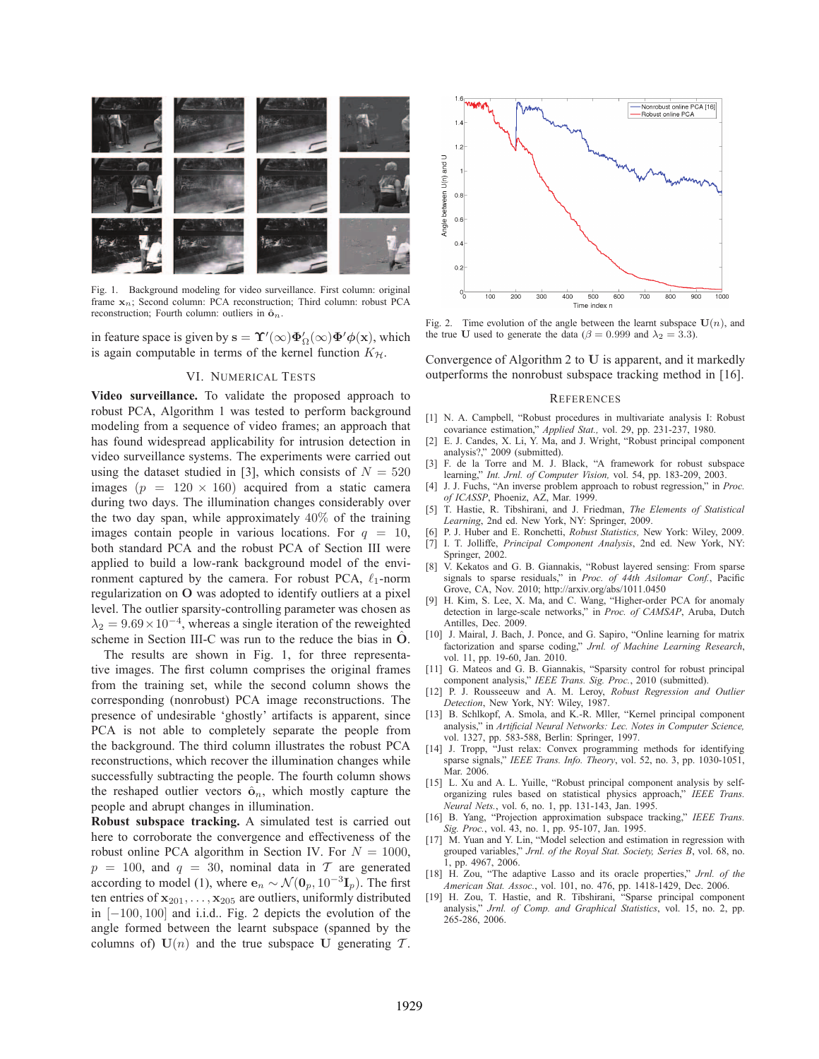Fig. 1. Background modeling for video surveillance. First column: original frame $\mathbf{x}_n$; Second column: PCA reconstruction; Third column: robust PCA reconstruction; Fourth column: outliers in $\hat{\mathbf{o}}_n$.

in feature space is given by $\mathbf{s} = \boldsymbol{\Upsilon}'(\infty)\boldsymbol{\Phi}'_{\Omega}(\infty)\boldsymbol{\Phi}'\phi(\mathbf{x})$, which is again computable in terms of the kernel function $K_{\mathcal{H}}$.

## VI. Numerical Tests

**Video surveillance.** To validate the proposed approach to robust PCA, Algorithm 1 was tested to perform background modeling from a sequence of video frames; an approach that has found widespread applicability for intrusion detection in video surveillance systems. The experiments were carried out using the dataset studied in [3], which consists of $N = 520$ images ($p = 120 \times 160$) acquired from a static camera during two days. The illumination changes considerably over the two day span, while approximately 40% of the training images contain people in various locations. For $q = 10$, both standard PCA and the robust PCA of Section III were applied to build a low-rank background model of the environment captured by the camera. For robust PCA, $\ell_1$-norm regularization on $\mathbf{O}$ was adopted to identify outliers at a pixel level. The outlier sparsity-controlling parameter was chosen as $\lambda_2 = 9.69 \times 10^{-4}$, whereas a single iteration of the reweighted scheme in Section III-C was run to the reduce the bias in $\hat{\mathbf{O}}$.

The results are shown in Fig. 1, for three representative images. The first column comprises the original frames from the training set, while the second column shows the corresponding (nonrobust) PCA image reconstructions. The presence of undesirable 'ghostly' artifacts is apparent, since PCA is not able to completely separate the people from the background. The third column illustrates the robust PCA reconstructions, which recover the illumination changes while successfully subtracting the people. The fourth column shows the reshaped outlier vectors $\hat{\mathbf{o}}_n$, which mostly capture the people and abrupt changes in illumination.

**Robust subspace tracking.** A simulated test is carried out here to corroborate the convergence and effectiveness of the robust online PCA algorithm in Section IV. For $N = 1000$, $p = 100$, and $q = 30$, nominal data in $\mathcal{T}$ are generated according to model (1), where $\mathbf{e}_n \sim \mathcal{N}(\mathbf{0}_p, 10^{-3}\mathbf{I}_p)$. The first ten entries of $\mathbf{x}_{201}, \ldots, \mathbf{x}_{205}$ are outliers, uniformly distributed in $[-100, 100]$ and i.i.d.. Fig. 2 depicts the evolution of the angle formed between the learnt subspace (spanned by the columns of) $\mathbf{U}(n)$ and the true subspace $\mathbf{U}$ generating $\mathcal{T}$.

Angle between U(n) and U

Time index n

Nonrobust online PCA [16]

Robust online PCA

Fig. 2. Time evolution of the angle between the learnt subspace $\mathbf{U}(n)$, and the true $\mathbf{U}$ used to generate the data ($\beta = 0.999$ and $\lambda_2 = 3.3$).

Convergence of Algorithm 2 to $\mathbf{U}$ is apparent, and it markedly outperforms the nonrobust subspace tracking method in [16].

## References

[1] N. A. Campbell, "Robust procedures in multivariate analysis I: Robust covariance estimation," *Applied Stat.,* vol. 29, pp. 231-237, 1980.

[2] E. J. Candes, X. Li, Y. Ma, and J. Wright, "Robust principal component analysis?," 2009 (submitted).

[3] F. de la Torre and M. J. Black, "A framework for robust subspace learning," *Int. Jrnl. of Computer Vision,* vol. 54, pp. 183-209, 2003.

[4] J. J. Fuchs, "An inverse problem approach to robust regression," in *Proc. of ICASSP*, Phoeniz, AZ, Mar. 1999.

[5] T. Hastie, R. Tibshirani, and J. Friedman, *The Elements of Statistical Learning*, 2nd ed. New York, NY: Springer, 2009.

[6] P. J. Huber and E. Ronchetti, *Robust Statistics,* New York: Wiley, 2009.

[7] I. T. Jolliffe, *Principal Component Analysis*, 2nd ed. New York, NY: Springer, 2002.

[8] V. Kekatos and G. B. Giannakis, "Robust layered sensing: From sparse signals to sparse residuals," in *Proc. of 44th Asilomar Conf.*, Pacific Grove, CA, Nov. 2010; http://arxiv.org/abs/1011.0450

[9] H. Kim, S. Lee, X. Ma, and C. Wang, "Higher-order PCA for anomaly detection in large-scale networks," in *Proc. of CAMSAP*, Aruba, Dutch Antilles, Dec. 2009.

[10] J. Mairal, J. Bach, J. Ponce, and G. Sapiro, "Online learning for matrix factorization and sparse coding," *Jrnl. of Machine Learning Research*, vol. 11, pp. 19-60, Jan. 2010.

[11] G. Mateos and G. B. Giannakis, "Sparsity control for robust principal component analysis," *IEEE Trans. Sig. Proc.*, 2010 (submitted).

[12] P. J. Rousseeuw and A. M. Leroy, *Robust Regression and Outlier Detection*, New York, NY: Wiley, 1987.

[13] B. Schlkopf, A. Smola, and K.-R. Mller, "Kernel principal component analysis," in *Artificial Neural Networks: Lec. Notes in Computer Science,* vol. 1327, pp. 583-588, Berlin: Springer, 1997.

[14] J. Tropp, "Just relax: Convex programming methods for identifying sparse signals," *IEEE Trans. Info. Theory*, vol. 52, no. 3, pp. 1030-1051, Mar. 2006.

[15] L. Xu and A. L. Yuille, "Robust principal component analysis by self-organizing rules based on statistical physics approach," *IEEE Trans. Neural Nets.*, vol. 6, no. 1, pp. 131-143, Jan. 1995.

[16] B. Yang, "Projection approximation subspace tracking," *IEEE Trans. Sig. Proc.*, vol. 43, no. 1, pp. 95-107, Jan. 1995.

[17] M. Yuan and Y. Lin, "Model selection and estimation in regression with grouped variables," *Jrnl. of the Royal Stat. Society, Series B*, vol. 68, no. 1, pp. 4967, 2006.

[18] H. Zou, "The adaptive Lasso and its oracle properties," *Jrnl. of the American Stat. Assoc.*, vol. 101, no. 476, pp. 1418-1429, Dec. 2006.

[19] H. Zou, T. Hastie, and R. Tibshirani, "Sparse principal component analysis," *Jrnl. of Comp. and Graphical Statistics*, vol. 15, no. 2, pp. 265-286, 2006.